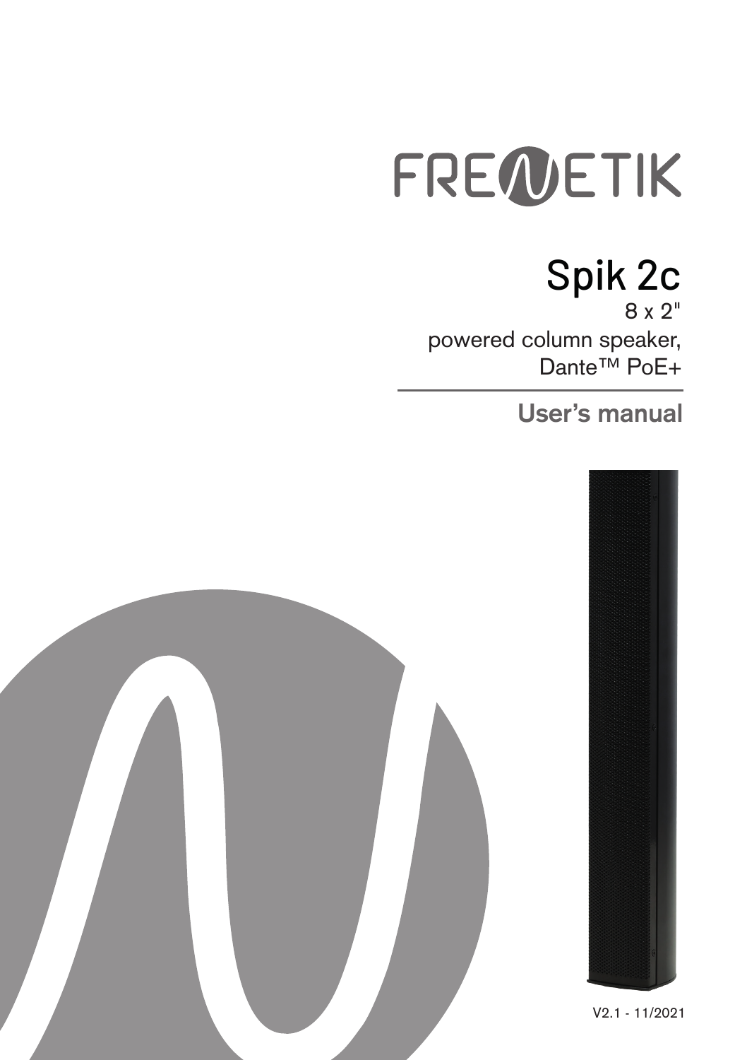FRENETIK

# Spik 2c

8 x 2"

powered column speaker,

Dante™ PoE+

## User's manual

V2.1 - 11/2021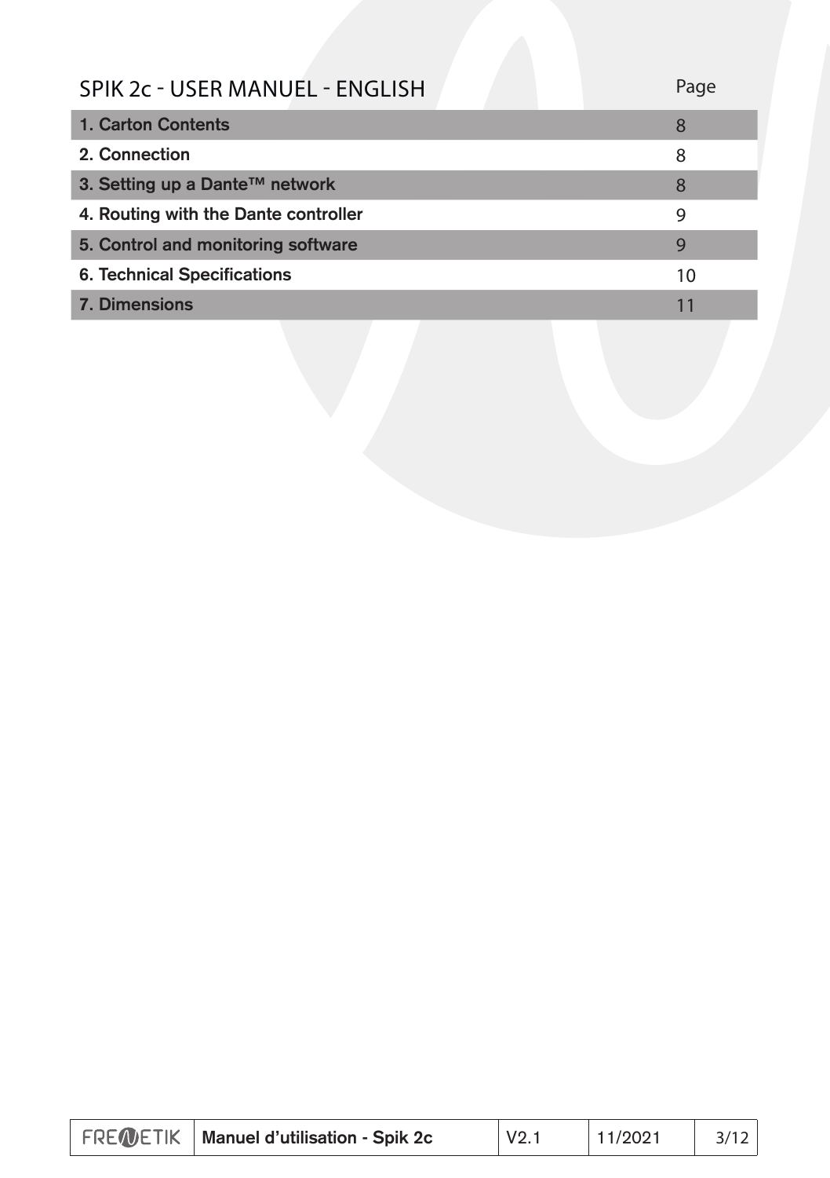# SPIK 2c - USER MANUEL - ENGLISH

| | Page |
|---|---|
| **1. Carton Contents** | 8 |
| **2. Connection** | 8 |
| **3. Setting up a Dante™ network** | 8 |
| **4. Routing with the Dante controller** | 9 |
| **5. Control and monitoring software** | 9 |
| **6. Technical Specifications** | 10 |
| **7. Dimensions** | 11 |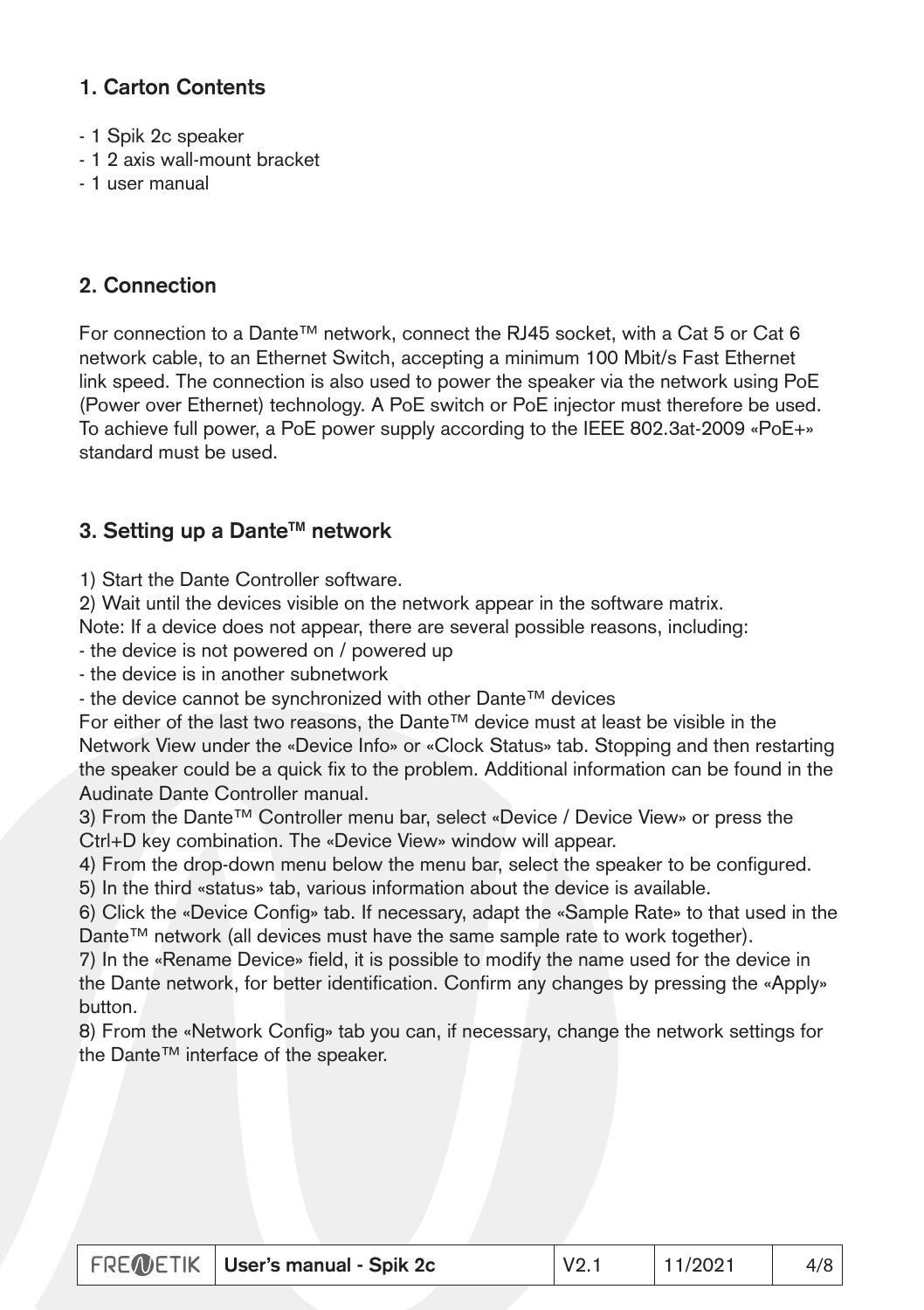## 1. Carton Contents

- 1 Spik 2c speaker
- 1 2 axis wall-mount bracket
- 1 user manual

## 2. Connection

For connection to a Dante™ network, connect the RJ45 socket, with a Cat 5 or Cat 6 network cable, to an Ethernet Switch, accepting a minimum 100 Mbit/s Fast Ethernet link speed. The connection is also used to power the speaker via the network using PoE (Power over Ethernet) technology. A PoE switch or PoE injector must therefore be used. To achieve full power, a PoE power supply according to the IEEE 802.3at-2009 «PoE+» standard must be used.

## 3. Setting up a Dante™ network

1) Start the Dante Controller software.
2) Wait until the devices visible on the network appear in the software matrix.
Note: If a device does not appear, there are several possible reasons, including:
- the device is not powered on / powered up
- the device is in another subnetwork
- the device cannot be synchronized with other Dante™ devices

For either of the last two reasons, the Dante™ device must at least be visible in the Network View under the «Device Info» or «Clock Status» tab. Stopping and then restarting the speaker could be a quick fix to the problem. Additional information can be found in the Audinate Dante Controller manual.
3) From the Dante™ Controller menu bar, select «Device / Device View» or press the Ctrl+D key combination. The «Device View» window will appear.
4) From the drop-down menu below the menu bar, select the speaker to be configured.
5) In the third «status» tab, various information about the device is available.
6) Click the «Device Config» tab. If necessary, adapt the «Sample Rate» to that used in the Dante™ network (all devices must have the same sample rate to work together).
7) In the «Rename Device» field, it is possible to modify the name used for the device in the Dante network, for better identification. Confirm any changes by pressing the «Apply» button.
8) From the «Network Config» tab you can, if necessary, change the network settings for the Dante™ interface of the speaker.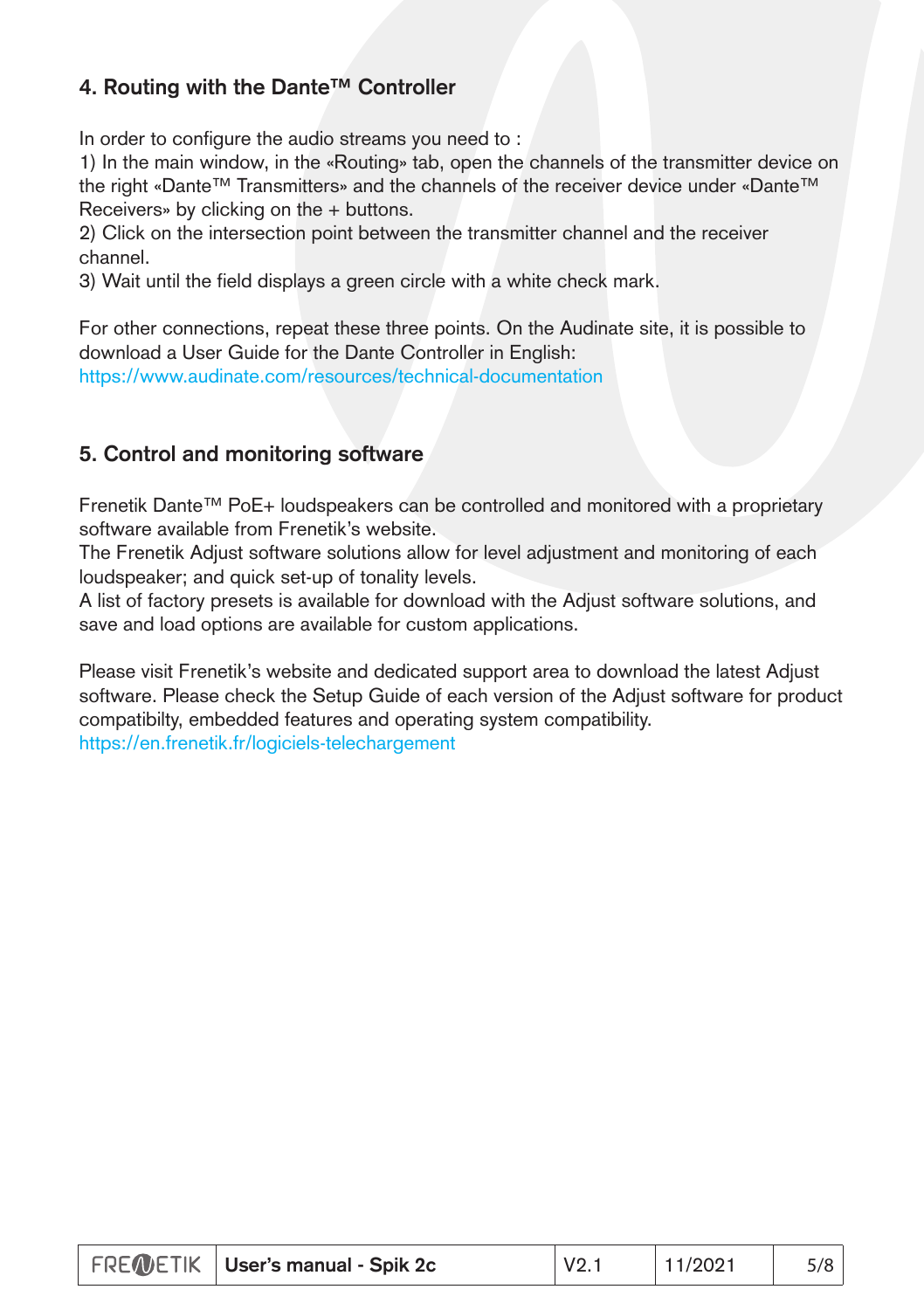## 4. Routing with the Dante™ Controller

In order to configure the audio streams you need to :

1) In the main window, in the «Routing» tab, open the channels of the transmitter device on the right «Dante™ Transmitters» and the channels of the receiver device under «Dante™ Receivers» by clicking on the + buttons.

2) Click on the intersection point between the transmitter channel and the receiver channel.

3) Wait until the field displays a green circle with a white check mark.

For other connections, repeat these three points. On the Audinate site, it is possible to download a User Guide for the Dante Controller in English:
https://www.audinate.com/resources/technical-documentation

## 5. Control and monitoring software

Frenetik Dante™ PoE+ loudspeakers can be controlled and monitored with a proprietary software available from Frenetik's website.
The Frenetik Adjust software solutions allow for level adjustment and monitoring of each loudspeaker; and quick set-up of tonality levels.
A list of factory presets is available for download with the Adjust software solutions, and save and load options are available for custom applications.

Please visit Frenetik's website and dedicated support area to download the latest Adjust software. Please check the Setup Guide of each version of the Adjust software for product compatibilty, embedded features and operating system compatibility.
https://en.frenetik.fr/logiciels-telechargement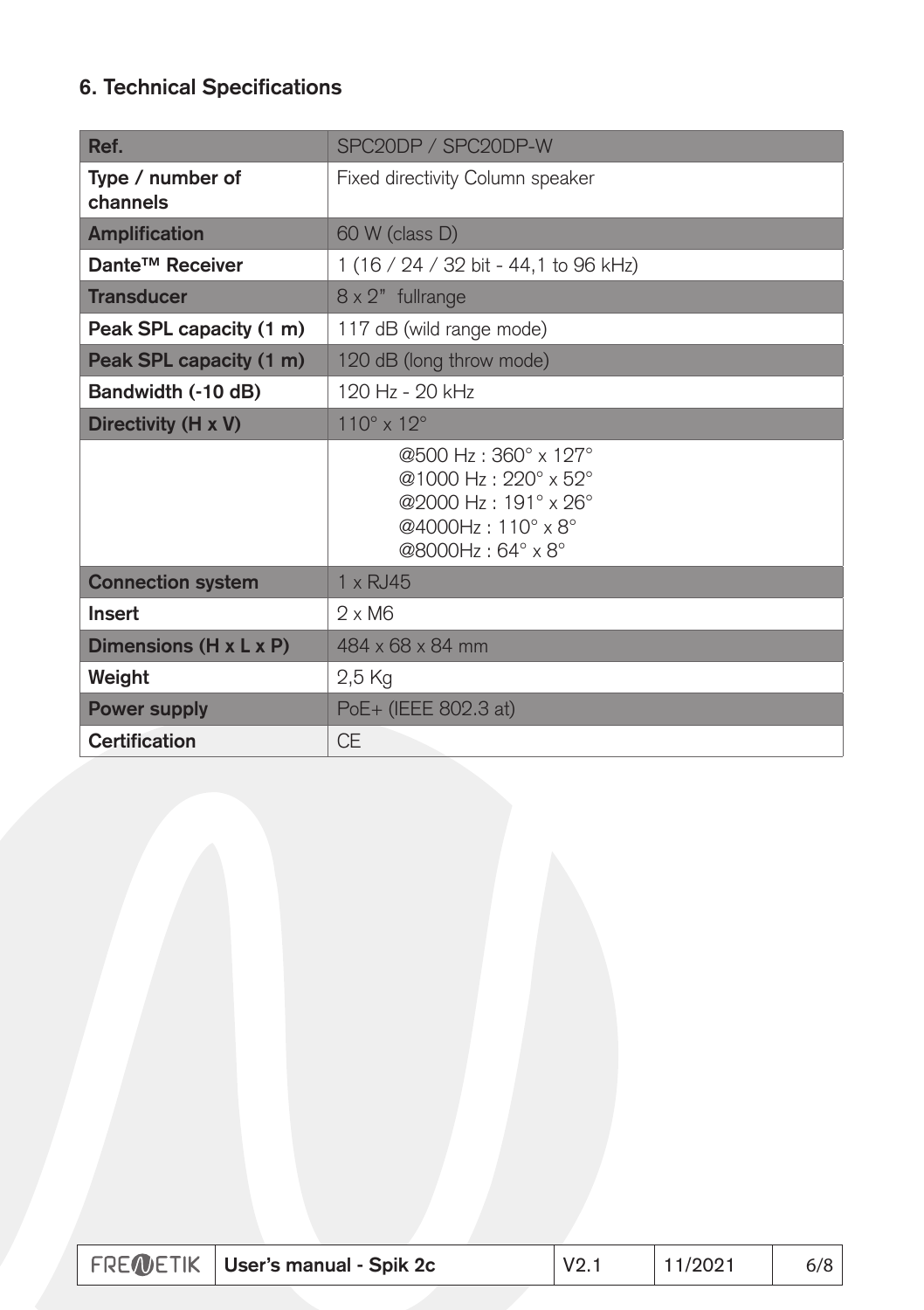## 6. Technical Specifications

| Ref. | SPC20DP / SPC20DP-W |
|---|---|
| Type / number of channels | Fixed directivity Column speaker |
| Amplification | 60 W (class D) |
| Dante™ Receiver | 1 (16 / 24 / 32 bit - 44,1 to 96 kHz) |
| Transducer | 8 x 2" fullrange |
| Peak SPL capacity (1 m) | 117 dB (wild range mode) |
| Peak SPL capacity (1 m) | 120 dB (long throw mode) |
| Bandwidth (-10 dB) | 120 Hz - 20 kHz |
| Directivity (H x V) | 110° x 12° |
| | @500 Hz : 360° x 127°<br>@1000 Hz : 220° x 52°<br>@2000 Hz : 191° x 26°<br>@4000Hz : 110° x 8°<br>@8000Hz : 64° x 8° |
| Connection system | 1 x RJ45 |
| Insert | 2 x M6 |
| Dimensions (H x L x P) | 484 x 68 x 84 mm |
| Weight | 2,5 Kg |
| Power supply | PoE+ (IEEE 802.3 at) |
| Certification | CE |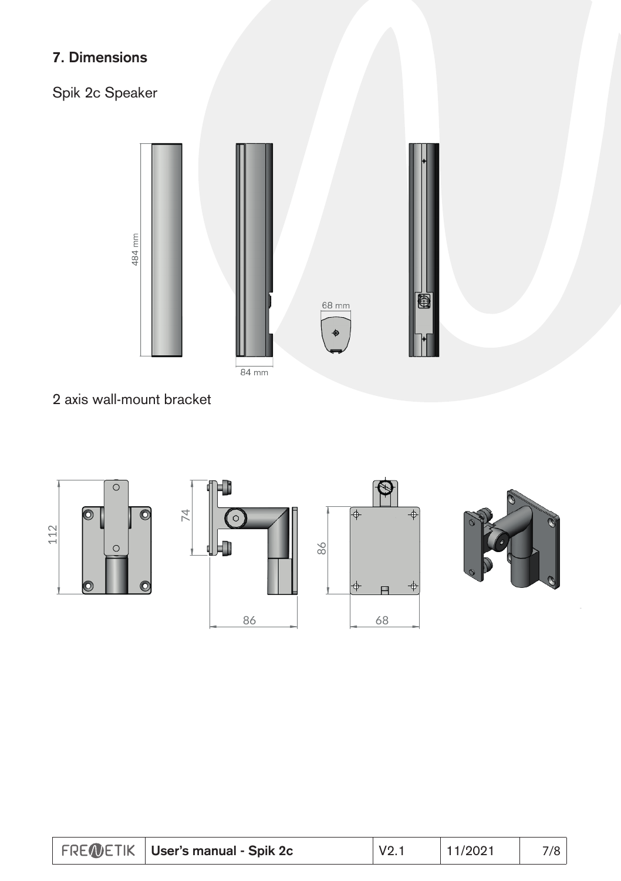## 7. Dimensions

Spik 2c Speaker

484 mm

84 mm

68 mm

2 axis wall-mount bracket

112

74

86

86

68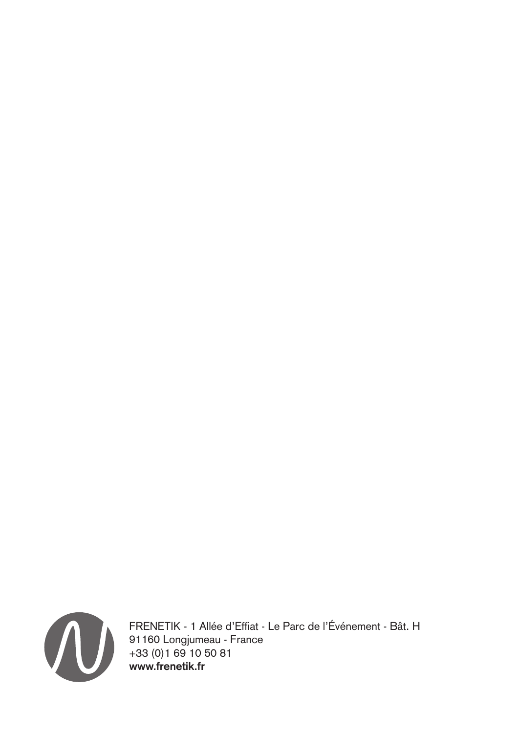FRENETIK - 1 Allée d'Effiat - Le Parc de l'Événement - Bât. H
91160 Longjumeau - France
+33 (0)1 69 10 50 81
**www.frenetik.fr**